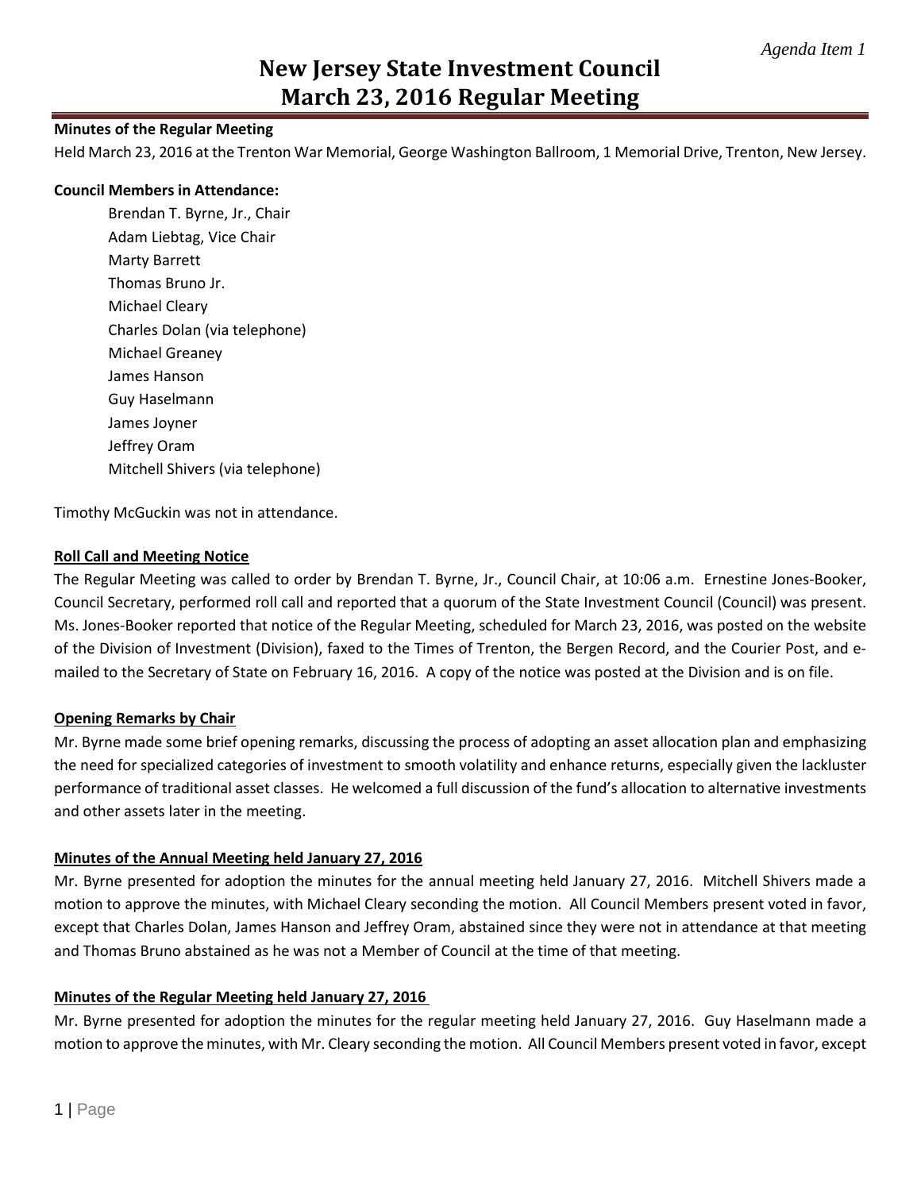*Agenda Item 1*

# New Jersey State Investment Council
# March 23, 2016 Regular Meeting

**Minutes of the Regular Meeting**

Held March 23, 2016 at the Trenton War Memorial, George Washington Ballroom, 1 Memorial Drive, Trenton, New Jersey.

**Council Members in Attendance:**

- Brendan T. Byrne, Jr., Chair
- Adam Liebtag, Vice Chair
- Marty Barrett
- Thomas Bruno Jr.
- Michael Cleary
- Charles Dolan (via telephone)
- Michael Greaney
- James Hanson
- Guy Haselmann
- James Joyner
- Jeffrey Oram
- Mitchell Shivers (via telephone)

Timothy McGuckin was not in attendance.

**Roll Call and Meeting Notice**

The Regular Meeting was called to order by Brendan T. Byrne, Jr., Council Chair, at 10:06 a.m. Ernestine Jones-Booker, Council Secretary, performed roll call and reported that a quorum of the State Investment Council (Council) was present. Ms. Jones-Booker reported that notice of the Regular Meeting, scheduled for March 23, 2016, was posted on the website of the Division of Investment (Division), faxed to the Times of Trenton, the Bergen Record, and the Courier Post, and e-mailed to the Secretary of State on February 16, 2016. A copy of the notice was posted at the Division and is on file.

**Opening Remarks by Chair**

Mr. Byrne made some brief opening remarks, discussing the process of adopting an asset allocation plan and emphasizing the need for specialized categories of investment to smooth volatility and enhance returns, especially given the lackluster performance of traditional asset classes. He welcomed a full discussion of the fund's allocation to alternative investments and other assets later in the meeting.

**Minutes of the Annual Meeting held January 27, 2016**

Mr. Byrne presented for adoption the minutes for the annual meeting held January 27, 2016. Mitchell Shivers made a motion to approve the minutes, with Michael Cleary seconding the motion. All Council Members present voted in favor, except that Charles Dolan, James Hanson and Jeffrey Oram, abstained since they were not in attendance at that meeting and Thomas Bruno abstained as he was not a Member of Council at the time of that meeting.

**Minutes of the Regular Meeting held January 27, 2016**

Mr. Byrne presented for adoption the minutes for the regular meeting held January 27, 2016. Guy Haselmann made a motion to approve the minutes, with Mr. Cleary seconding the motion. All Council Members present voted in favor, except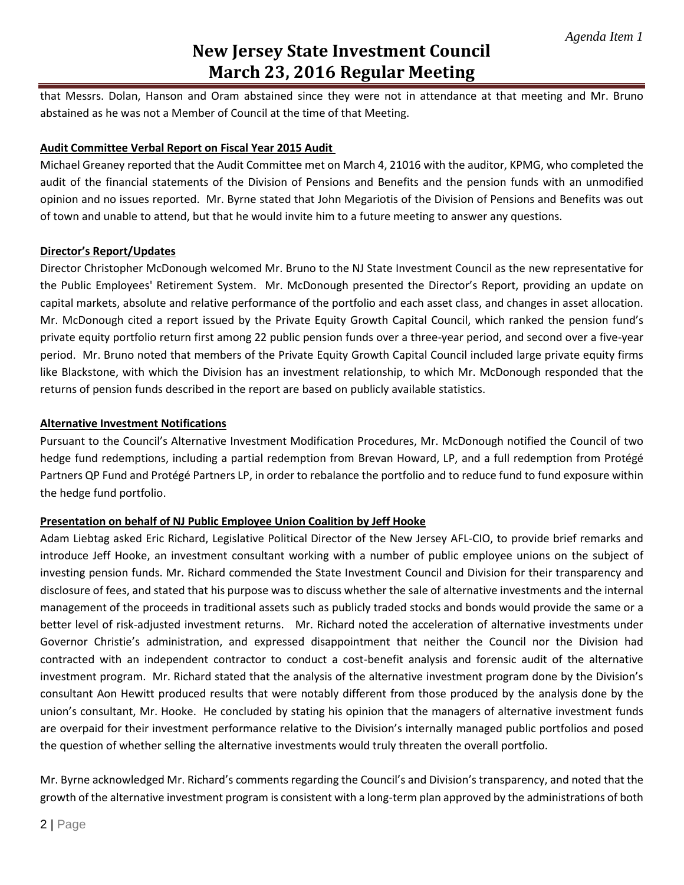that Messrs. Dolan, Hanson and Oram abstained since they were not in attendance at that meeting and Mr. Bruno abstained as he was not a Member of Council at the time of that Meeting.

**Audit Committee Verbal Report on Fiscal Year 2015 Audit**

Michael Greaney reported that the Audit Committee met on March 4, 21016 with the auditor, KPMG, who completed the audit of the financial statements of the Division of Pensions and Benefits and the pension funds with an unmodified opinion and no issues reported. Mr. Byrne stated that John Megariotis of the Division of Pensions and Benefits was out of town and unable to attend, but that he would invite him to a future meeting to answer any questions.

**Director's Report/Updates**

Director Christopher McDonough welcomed Mr. Bruno to the NJ State Investment Council as the new representative for the Public Employees' Retirement System. Mr. McDonough presented the Director's Report, providing an update on capital markets, absolute and relative performance of the portfolio and each asset class, and changes in asset allocation. Mr. McDonough cited a report issued by the Private Equity Growth Capital Council, which ranked the pension fund's private equity portfolio return first among 22 public pension funds over a three-year period, and second over a five-year period. Mr. Bruno noted that members of the Private Equity Growth Capital Council included large private equity firms like Blackstone, with which the Division has an investment relationship, to which Mr. McDonough responded that the returns of pension funds described in the report are based on publicly available statistics.

**Alternative Investment Notifications**

Pursuant to the Council's Alternative Investment Modification Procedures, Mr. McDonough notified the Council of two hedge fund redemptions, including a partial redemption from Brevan Howard, LP, and a full redemption from Protégé Partners QP Fund and Protégé Partners LP, in order to rebalance the portfolio and to reduce fund to fund exposure within the hedge fund portfolio.

**Presentation on behalf of NJ Public Employee Union Coalition by Jeff Hooke**

Adam Liebtag asked Eric Richard, Legislative Political Director of the New Jersey AFL-CIO, to provide brief remarks and introduce Jeff Hooke, an investment consultant working with a number of public employee unions on the subject of investing pension funds. Mr. Richard commended the State Investment Council and Division for their transparency and disclosure of fees, and stated that his purpose was to discuss whether the sale of alternative investments and the internal management of the proceeds in traditional assets such as publicly traded stocks and bonds would provide the same or a better level of risk-adjusted investment returns. Mr. Richard noted the acceleration of alternative investments under Governor Christie's administration, and expressed disappointment that neither the Council nor the Division had contracted with an independent contractor to conduct a cost-benefit analysis and forensic audit of the alternative investment program. Mr. Richard stated that the analysis of the alternative investment program done by the Division's consultant Aon Hewitt produced results that were notably different from those produced by the analysis done by the union's consultant, Mr. Hooke. He concluded by stating his opinion that the managers of alternative investment funds are overpaid for their investment performance relative to the Division's internally managed public portfolios and posed the question of whether selling the alternative investments would truly threaten the overall portfolio.

Mr. Byrne acknowledged Mr. Richard's comments regarding the Council's and Division's transparency, and noted that the growth of the alternative investment program is consistent with a long-term plan approved by the administrations of both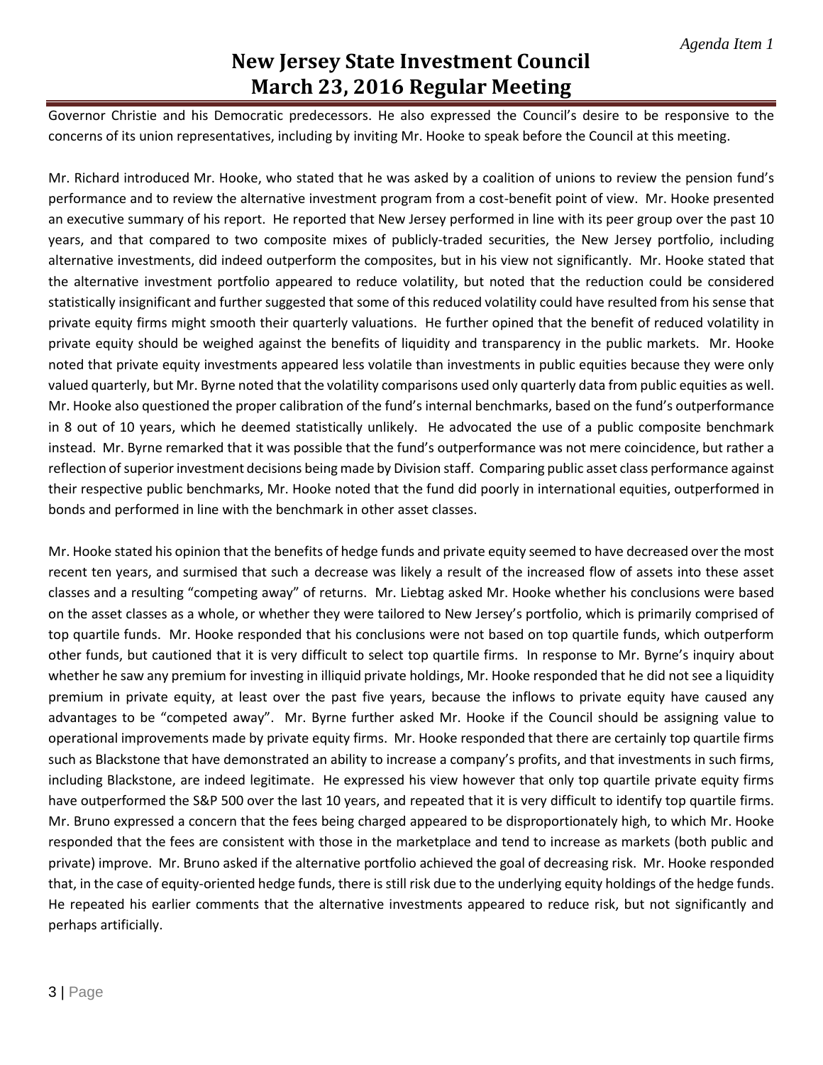Governor Christie and his Democratic predecessors. He also expressed the Council's desire to be responsive to the concerns of its union representatives, including by inviting Mr. Hooke to speak before the Council at this meeting.

Mr. Richard introduced Mr. Hooke, who stated that he was asked by a coalition of unions to review the pension fund's performance and to review the alternative investment program from a cost-benefit point of view. Mr. Hooke presented an executive summary of his report. He reported that New Jersey performed in line with its peer group over the past 10 years, and that compared to two composite mixes of publicly-traded securities, the New Jersey portfolio, including alternative investments, did indeed outperform the composites, but in his view not significantly. Mr. Hooke stated that the alternative investment portfolio appeared to reduce volatility, but noted that the reduction could be considered statistically insignificant and further suggested that some of this reduced volatility could have resulted from his sense that private equity firms might smooth their quarterly valuations. He further opined that the benefit of reduced volatility in private equity should be weighed against the benefits of liquidity and transparency in the public markets. Mr. Hooke noted that private equity investments appeared less volatile than investments in public equities because they were only valued quarterly, but Mr. Byrne noted that the volatility comparisons used only quarterly data from public equities as well. Mr. Hooke also questioned the proper calibration of the fund's internal benchmarks, based on the fund's outperformance in 8 out of 10 years, which he deemed statistically unlikely. He advocated the use of a public composite benchmark instead. Mr. Byrne remarked that it was possible that the fund's outperformance was not mere coincidence, but rather a reflection of superior investment decisions being made by Division staff. Comparing public asset class performance against their respective public benchmarks, Mr. Hooke noted that the fund did poorly in international equities, outperformed in bonds and performed in line with the benchmark in other asset classes.

Mr. Hooke stated his opinion that the benefits of hedge funds and private equity seemed to have decreased over the most recent ten years, and surmised that such a decrease was likely a result of the increased flow of assets into these asset classes and a resulting "competing away" of returns. Mr. Liebtag asked Mr. Hooke whether his conclusions were based on the asset classes as a whole, or whether they were tailored to New Jersey's portfolio, which is primarily comprised of top quartile funds. Mr. Hooke responded that his conclusions were not based on top quartile funds, which outperform other funds, but cautioned that it is very difficult to select top quartile firms. In response to Mr. Byrne's inquiry about whether he saw any premium for investing in illiquid private holdings, Mr. Hooke responded that he did not see a liquidity premium in private equity, at least over the past five years, because the inflows to private equity have caused any advantages to be "competed away". Mr. Byrne further asked Mr. Hooke if the Council should be assigning value to operational improvements made by private equity firms. Mr. Hooke responded that there are certainly top quartile firms such as Blackstone that have demonstrated an ability to increase a company's profits, and that investments in such firms, including Blackstone, are indeed legitimate. He expressed his view however that only top quartile private equity firms have outperformed the S&P 500 over the last 10 years, and repeated that it is very difficult to identify top quartile firms. Mr. Bruno expressed a concern that the fees being charged appeared to be disproportionately high, to which Mr. Hooke responded that the fees are consistent with those in the marketplace and tend to increase as markets (both public and private) improve. Mr. Bruno asked if the alternative portfolio achieved the goal of decreasing risk. Mr. Hooke responded that, in the case of equity-oriented hedge funds, there is still risk due to the underlying equity holdings of the hedge funds. He repeated his earlier comments that the alternative investments appeared to reduce risk, but not significantly and perhaps artificially.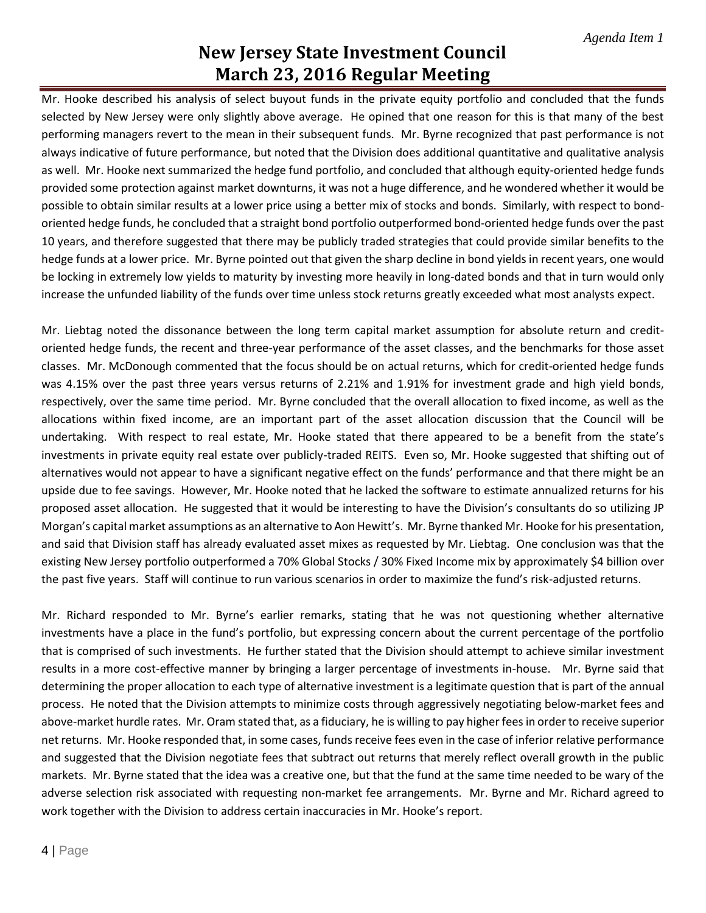Mr. Hooke described his analysis of select buyout funds in the private equity portfolio and concluded that the funds selected by New Jersey were only slightly above average. He opined that one reason for this is that many of the best performing managers revert to the mean in their subsequent funds. Mr. Byrne recognized that past performance is not always indicative of future performance, but noted that the Division does additional quantitative and qualitative analysis as well. Mr. Hooke next summarized the hedge fund portfolio, and concluded that although equity-oriented hedge funds provided some protection against market downturns, it was not a huge difference, and he wondered whether it would be possible to obtain similar results at a lower price using a better mix of stocks and bonds. Similarly, with respect to bond-oriented hedge funds, he concluded that a straight bond portfolio outperformed bond-oriented hedge funds over the past 10 years, and therefore suggested that there may be publicly traded strategies that could provide similar benefits to the hedge funds at a lower price. Mr. Byrne pointed out that given the sharp decline in bond yields in recent years, one would be locking in extremely low yields to maturity by investing more heavily in long-dated bonds and that in turn would only increase the unfunded liability of the funds over time unless stock returns greatly exceeded what most analysts expect.

Mr. Liebtag noted the dissonance between the long term capital market assumption for absolute return and credit-oriented hedge funds, the recent and three-year performance of the asset classes, and the benchmarks for those asset classes. Mr. McDonough commented that the focus should be on actual returns, which for credit-oriented hedge funds was 4.15% over the past three years versus returns of 2.21% and 1.91% for investment grade and high yield bonds, respectively, over the same time period. Mr. Byrne concluded that the overall allocation to fixed income, as well as the allocations within fixed income, are an important part of the asset allocation discussion that the Council will be undertaking. With respect to real estate, Mr. Hooke stated that there appeared to be a benefit from the state's investments in private equity real estate over publicly-traded REITS. Even so, Mr. Hooke suggested that shifting out of alternatives would not appear to have a significant negative effect on the funds' performance and that there might be an upside due to fee savings. However, Mr. Hooke noted that he lacked the software to estimate annualized returns for his proposed asset allocation. He suggested that it would be interesting to have the Division's consultants do so utilizing JP Morgan's capital market assumptions as an alternative to Aon Hewitt's. Mr. Byrne thanked Mr. Hooke for his presentation, and said that Division staff has already evaluated asset mixes as requested by Mr. Liebtag. One conclusion was that the existing New Jersey portfolio outperformed a 70% Global Stocks / 30% Fixed Income mix by approximately $4 billion over the past five years. Staff will continue to run various scenarios in order to maximize the fund's risk-adjusted returns.

Mr. Richard responded to Mr. Byrne's earlier remarks, stating that he was not questioning whether alternative investments have a place in the fund's portfolio, but expressing concern about the current percentage of the portfolio that is comprised of such investments. He further stated that the Division should attempt to achieve similar investment results in a more cost-effective manner by bringing a larger percentage of investments in-house. Mr. Byrne said that determining the proper allocation to each type of alternative investment is a legitimate question that is part of the annual process. He noted that the Division attempts to minimize costs through aggressively negotiating below-market fees and above-market hurdle rates. Mr. Oram stated that, as a fiduciary, he is willing to pay higher fees in order to receive superior net returns. Mr. Hooke responded that, in some cases, funds receive fees even in the case of inferior relative performance and suggested that the Division negotiate fees that subtract out returns that merely reflect overall growth in the public markets. Mr. Byrne stated that the idea was a creative one, but that the fund at the same time needed to be wary of the adverse selection risk associated with requesting non-market fee arrangements. Mr. Byrne and Mr. Richard agreed to work together with the Division to address certain inaccuracies in Mr. Hooke's report.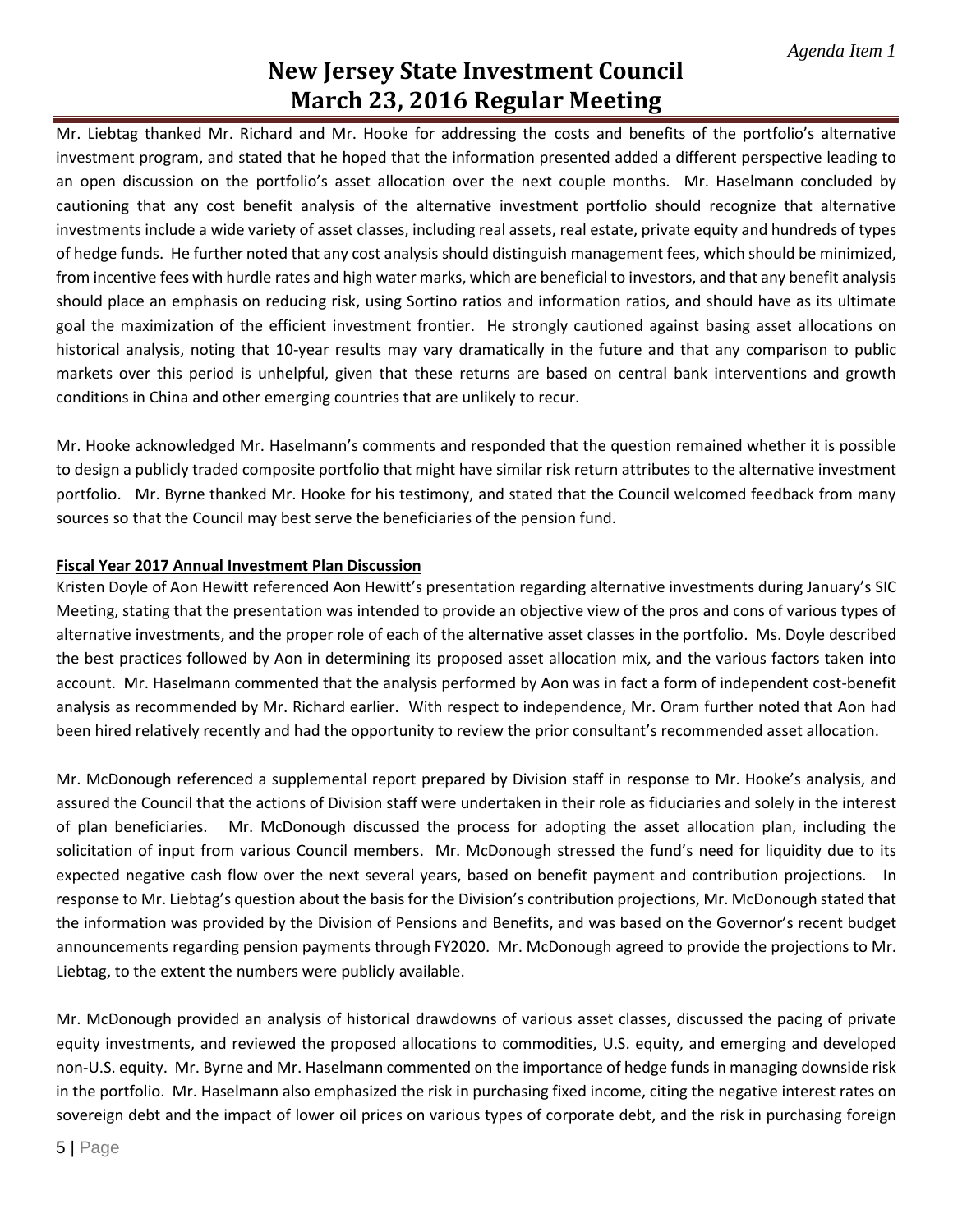Mr. Liebtag thanked Mr. Richard and Mr. Hooke for addressing the costs and benefits of the portfolio's alternative investment program, and stated that he hoped that the information presented added a different perspective leading to an open discussion on the portfolio's asset allocation over the next couple months. Mr. Haselmann concluded by cautioning that any cost benefit analysis of the alternative investment portfolio should recognize that alternative investments include a wide variety of asset classes, including real assets, real estate, private equity and hundreds of types of hedge funds. He further noted that any cost analysis should distinguish management fees, which should be minimized, from incentive fees with hurdle rates and high water marks, which are beneficial to investors, and that any benefit analysis should place an emphasis on reducing risk, using Sortino ratios and information ratios, and should have as its ultimate goal the maximization of the efficient investment frontier. He strongly cautioned against basing asset allocations on historical analysis, noting that 10-year results may vary dramatically in the future and that any comparison to public markets over this period is unhelpful, given that these returns are based on central bank interventions and growth conditions in China and other emerging countries that are unlikely to recur.

Mr. Hooke acknowledged Mr. Haselmann's comments and responded that the question remained whether it is possible to design a publicly traded composite portfolio that might have similar risk return attributes to the alternative investment portfolio. Mr. Byrne thanked Mr. Hooke for his testimony, and stated that the Council welcomed feedback from many sources so that the Council may best serve the beneficiaries of the pension fund.

**Fiscal Year 2017 Annual Investment Plan Discussion**

Kristen Doyle of Aon Hewitt referenced Aon Hewitt's presentation regarding alternative investments during January's SIC Meeting, stating that the presentation was intended to provide an objective view of the pros and cons of various types of alternative investments, and the proper role of each of the alternative asset classes in the portfolio. Ms. Doyle described the best practices followed by Aon in determining its proposed asset allocation mix, and the various factors taken into account. Mr. Haselmann commented that the analysis performed by Aon was in fact a form of independent cost-benefit analysis as recommended by Mr. Richard earlier. With respect to independence, Mr. Oram further noted that Aon had been hired relatively recently and had the opportunity to review the prior consultant's recommended asset allocation.

Mr. McDonough referenced a supplemental report prepared by Division staff in response to Mr. Hooke's analysis, and assured the Council that the actions of Division staff were undertaken in their role as fiduciaries and solely in the interest of plan beneficiaries. Mr. McDonough discussed the process for adopting the asset allocation plan, including the solicitation of input from various Council members. Mr. McDonough stressed the fund's need for liquidity due to its expected negative cash flow over the next several years, based on benefit payment and contribution projections. In response to Mr. Liebtag's question about the basis for the Division's contribution projections, Mr. McDonough stated that the information was provided by the Division of Pensions and Benefits, and was based on the Governor's recent budget announcements regarding pension payments through FY2020. Mr. McDonough agreed to provide the projections to Mr. Liebtag, to the extent the numbers were publicly available.

Mr. McDonough provided an analysis of historical drawdowns of various asset classes, discussed the pacing of private equity investments, and reviewed the proposed allocations to commodities, U.S. equity, and emerging and developed non-U.S. equity. Mr. Byrne and Mr. Haselmann commented on the importance of hedge funds in managing downside risk in the portfolio. Mr. Haselmann also emphasized the risk in purchasing fixed income, citing the negative interest rates on sovereign debt and the impact of lower oil prices on various types of corporate debt, and the risk in purchasing foreign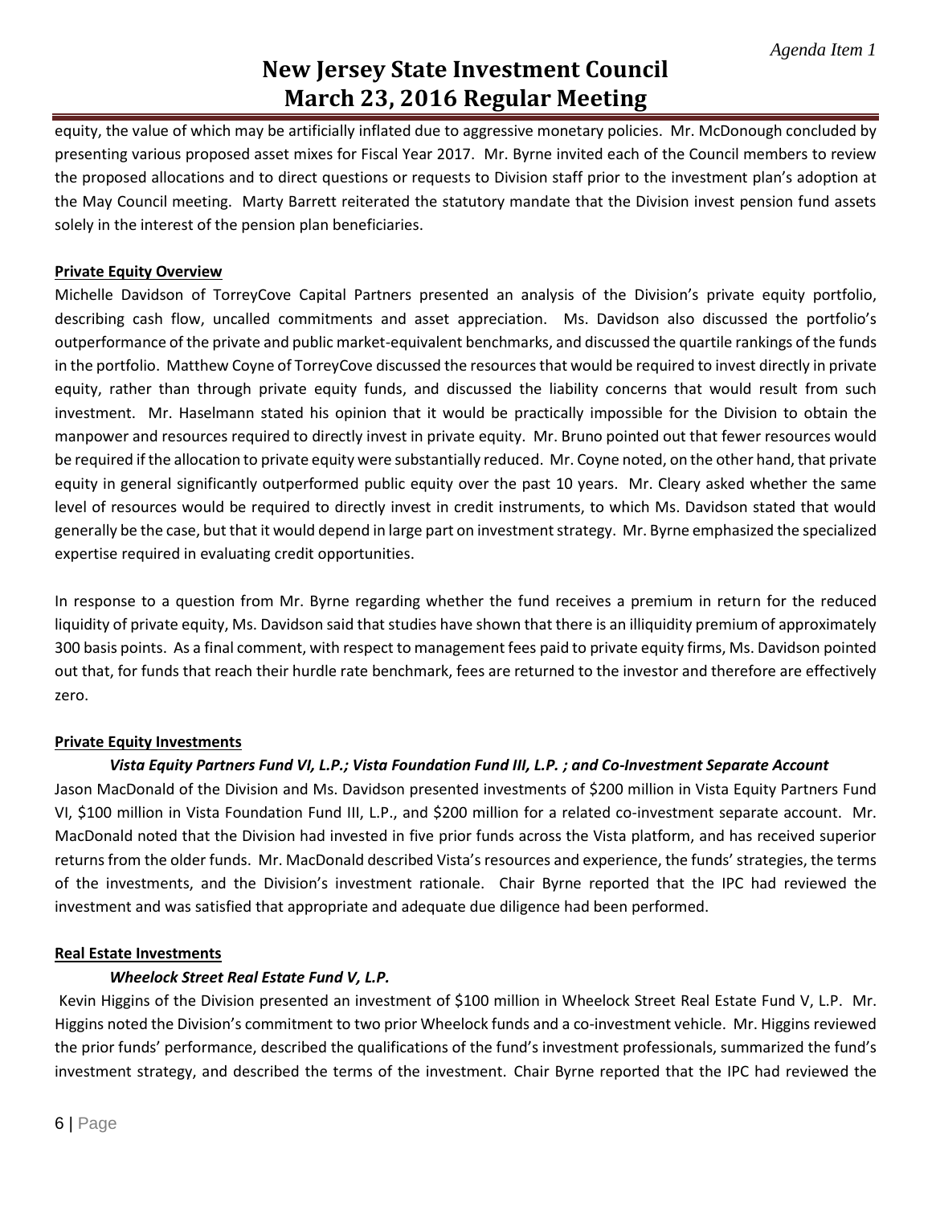equity, the value of which may be artificially inflated due to aggressive monetary policies. Mr. McDonough concluded by presenting various proposed asset mixes for Fiscal Year 2017. Mr. Byrne invited each of the Council members to review the proposed allocations and to direct questions or requests to Division staff prior to the investment plan's adoption at the May Council meeting. Marty Barrett reiterated the statutory mandate that the Division invest pension fund assets solely in the interest of the pension plan beneficiaries.

**Private Equity Overview**

Michelle Davidson of TorreyCove Capital Partners presented an analysis of the Division's private equity portfolio, describing cash flow, uncalled commitments and asset appreciation. Ms. Davidson also discussed the portfolio's outperformance of the private and public market-equivalent benchmarks, and discussed the quartile rankings of the funds in the portfolio. Matthew Coyne of TorreyCove discussed the resources that would be required to invest directly in private equity, rather than through private equity funds, and discussed the liability concerns that would result from such investment. Mr. Haselmann stated his opinion that it would be practically impossible for the Division to obtain the manpower and resources required to directly invest in private equity. Mr. Bruno pointed out that fewer resources would be required if the allocation to private equity were substantially reduced. Mr. Coyne noted, on the other hand, that private equity in general significantly outperformed public equity over the past 10 years. Mr. Cleary asked whether the same level of resources would be required to directly invest in credit instruments, to which Ms. Davidson stated that would generally be the case, but that it would depend in large part on investment strategy. Mr. Byrne emphasized the specialized expertise required in evaluating credit opportunities.

In response to a question from Mr. Byrne regarding whether the fund receives a premium in return for the reduced liquidity of private equity, Ms. Davidson said that studies have shown that there is an illiquidity premium of approximately 300 basis points. As a final comment, with respect to management fees paid to private equity firms, Ms. Davidson pointed out that, for funds that reach their hurdle rate benchmark, fees are returned to the investor and therefore are effectively zero.

**Private Equity Investments**

***Vista Equity Partners Fund VI, L.P.; Vista Foundation Fund III, L.P. ; and Co-Investment Separate Account***

Jason MacDonald of the Division and Ms. Davidson presented investments of $200 million in Vista Equity Partners Fund VI, $100 million in Vista Foundation Fund III, L.P., and $200 million for a related co-investment separate account. Mr. MacDonald noted that the Division had invested in five prior funds across the Vista platform, and has received superior returns from the older funds. Mr. MacDonald described Vista's resources and experience, the funds' strategies, the terms of the investments, and the Division's investment rationale. Chair Byrne reported that the IPC had reviewed the investment and was satisfied that appropriate and adequate due diligence had been performed.

**Real Estate Investments**

***Wheelock Street Real Estate Fund V, L.P.***

Kevin Higgins of the Division presented an investment of $100 million in Wheelock Street Real Estate Fund V, L.P. Mr. Higgins noted the Division's commitment to two prior Wheelock funds and a co-investment vehicle. Mr. Higgins reviewed the prior funds' performance, described the qualifications of the fund's investment professionals, summarized the fund's investment strategy, and described the terms of the investment. Chair Byrne reported that the IPC had reviewed the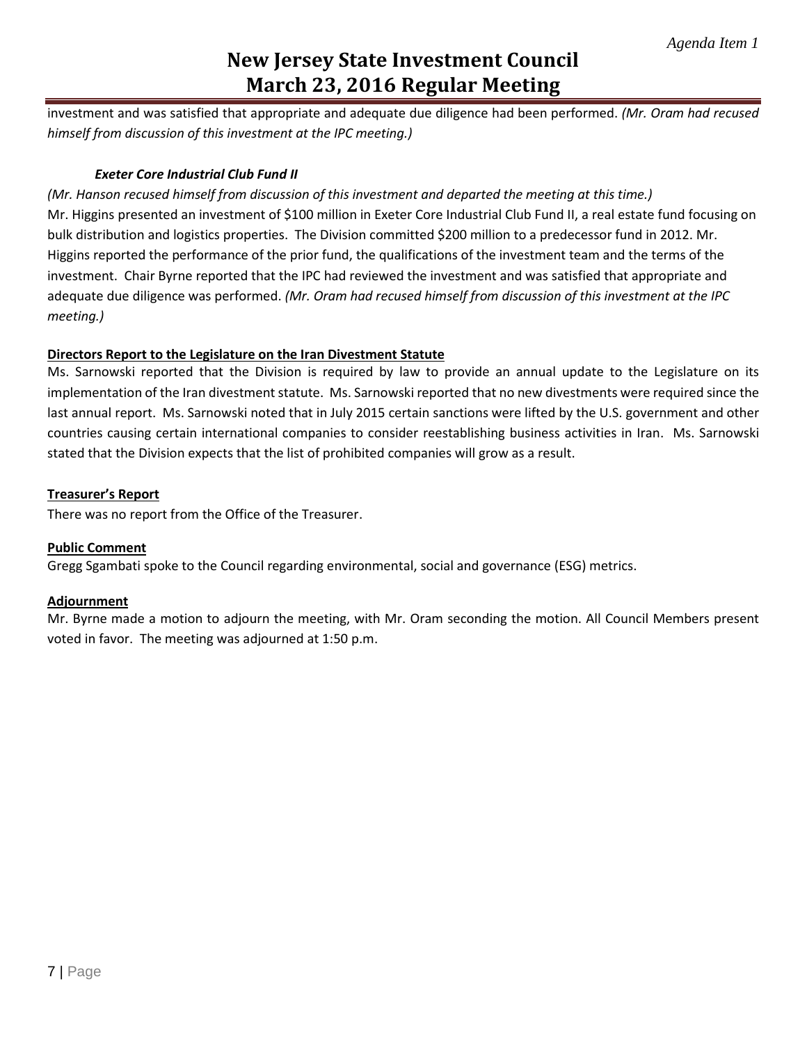investment and was satisfied that appropriate and adequate due diligence had been performed. *(Mr. Oram had recused himself from discussion of this investment at the IPC meeting.)*

***Exeter Core Industrial Club Fund II***

*(Mr. Hanson recused himself from discussion of this investment and departed the meeting at this time.)*
Mr. Higgins presented an investment of $100 million in Exeter Core Industrial Club Fund II, a real estate fund focusing on bulk distribution and logistics properties. The Division committed $200 million to a predecessor fund in 2012. Mr. Higgins reported the performance of the prior fund, the qualifications of the investment team and the terms of the investment. Chair Byrne reported that the IPC had reviewed the investment and was satisfied that appropriate and adequate due diligence was performed. *(Mr. Oram had recused himself from discussion of this investment at the IPC meeting.)*

**Directors Report to the Legislature on the Iran Divestment Statute**

Ms. Sarnowski reported that the Division is required by law to provide an annual update to the Legislature on its implementation of the Iran divestment statute. Ms. Sarnowski reported that no new divestments were required since the last annual report. Ms. Sarnowski noted that in July 2015 certain sanctions were lifted by the U.S. government and other countries causing certain international companies to consider reestablishing business activities in Iran. Ms. Sarnowski stated that the Division expects that the list of prohibited companies will grow as a result.

**Treasurer's Report**

There was no report from the Office of the Treasurer.

**Public Comment**

Gregg Sgambati spoke to the Council regarding environmental, social and governance (ESG) metrics.

**Adjournment**

Mr. Byrne made a motion to adjourn the meeting, with Mr. Oram seconding the motion. All Council Members present voted in favor. The meeting was adjourned at 1:50 p.m.